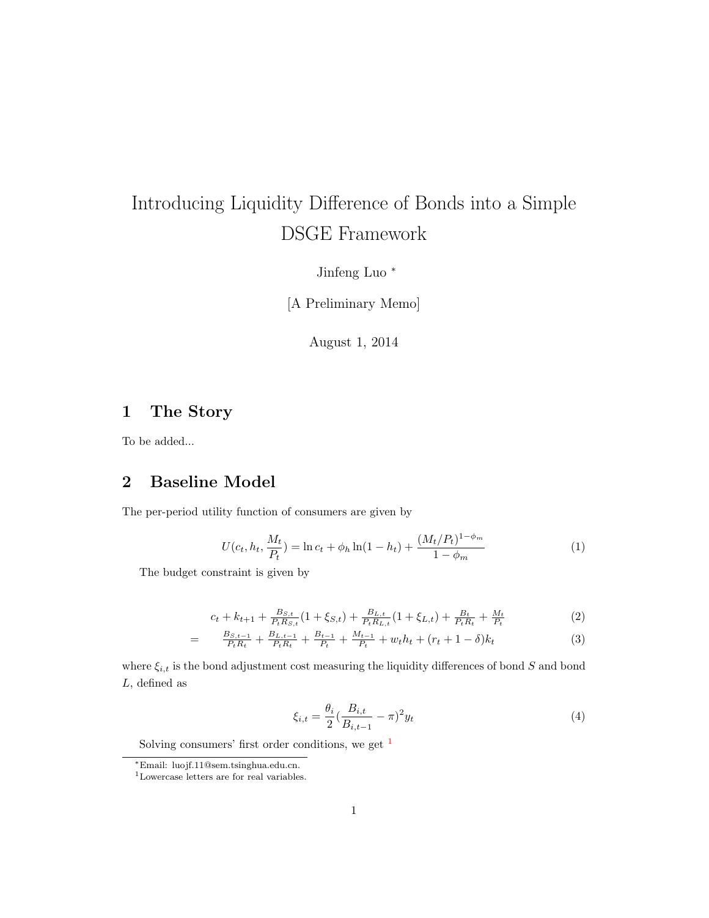# Introducing Liquidity Difference of Bonds into a Simple DSGE Framework

Jinfeng Luo [*]

[A Preliminary Memo]

August 1, 2014

## 1 The Story

To be added...

## 2 Baseline Model

The per-period utility function of consumers are given by

$$U(c_t, h_t, \frac{M_t}{P_t}) = \ln c_t + \phi_h \ln(1 - h_t) + \frac{(M_t/P_t)^{1-\phi_m}}{1 - \phi_m} \tag{1}$$

The budget constraint is given by

$$c_t + k_{t+1} + \tfrac{B_{S,t}}{P_t R_{S,t}}(1 + \xi_{S,t}) + \tfrac{B_{L,t}}{P_t R_{L,t}}(1 + \xi_{L,t}) + \tfrac{B_t}{P_t R_t} + \tfrac{M_t}{P_t} \tag{2}$$

$$= \quad \tfrac{B_{S,t-1}}{P_t R_t} + \tfrac{B_{L,t-1}}{P_t R_t} + \tfrac{B_{t-1}}{P_t} + \tfrac{M_{t-1}}{P_t} + w_t h_t + (r_t + 1 - \delta)k_t \tag{3}$$

where $\xi_{i,t}$ is the bond adjustment cost measuring the liquidity differences of bond $S$ and bond $L$, defined as

$$\xi_{i,t} = \frac{\theta_i}{2}(\frac{B_{i,t}}{B_{i,t-1}} - \pi)^2 y_t \tag{4}$$

Solving consumers' first order conditions, we get [1]

[*] Email: luojf.11@sem.tsinghua.edu.cn.

[1] Lowercase letters are for real variables.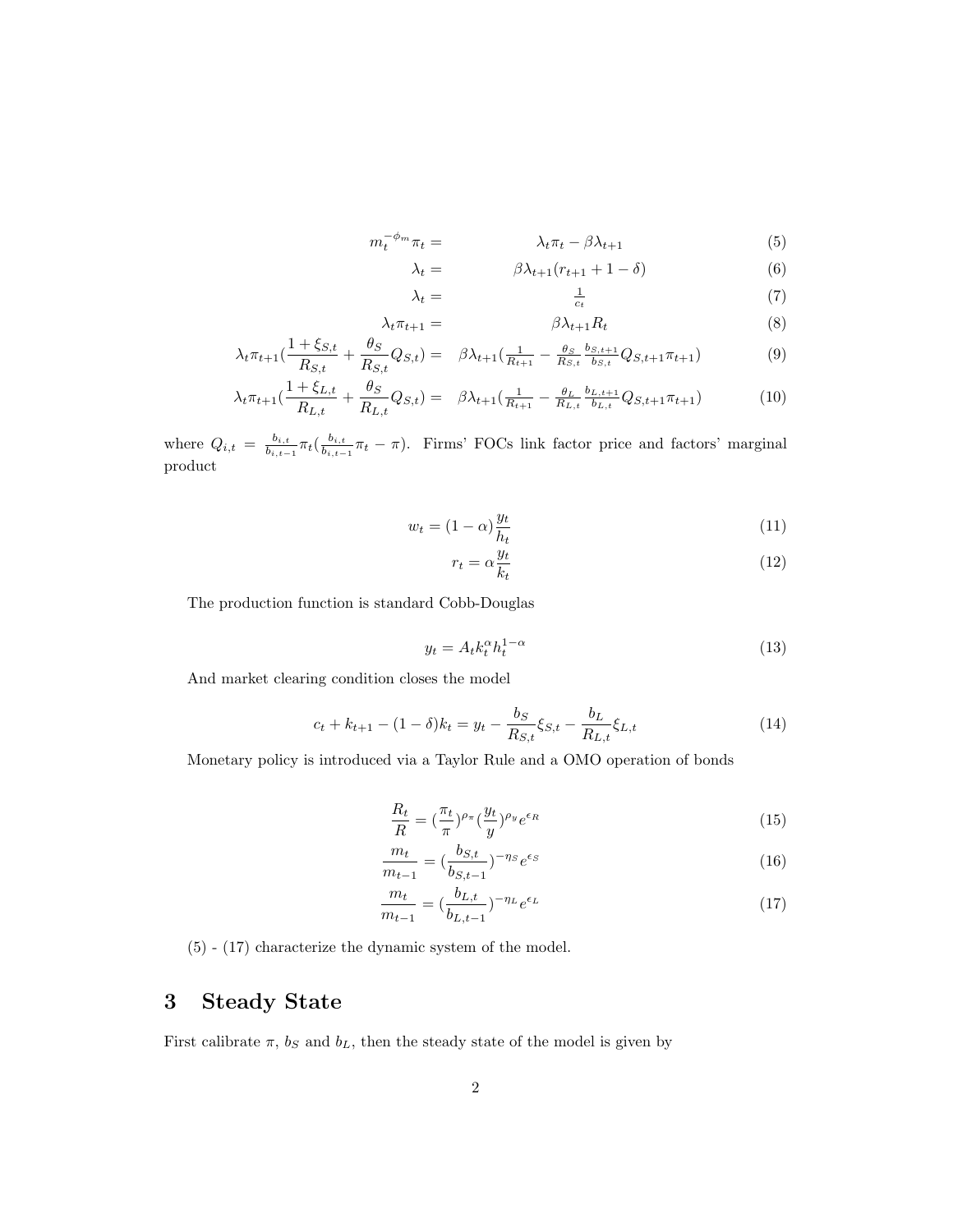$$m_t^{-\phi_m} \pi_t = \lambda_t \pi_t - \beta \lambda_{t+1} \tag{5}$$

$$\lambda_t = \beta \lambda_{t+1}(r_{t+1} + 1 - \delta) \tag{6}$$

$$\lambda_t = \frac{1}{c_t} \tag{7}$$

$$\lambda_t \pi_{t+1} = \beta \lambda_{t+1} R_t \tag{8}$$

$$\lambda_t \pi_{t+1}\left(\frac{1+\xi_{S,t}}{R_{S,t}} + \frac{\theta_S}{R_{S,t}} Q_{S,t}\right) = \beta \lambda_{t+1}\left(\frac{1}{R_{t+1}} - \frac{\theta_S}{R_{S,t}} \frac{b_{S,t+1}}{b_{S,t}} Q_{S,t+1} \pi_{t+1}\right) \tag{9}$$

$$\lambda_t \pi_{t+1}\left(\frac{1+\xi_{L,t}}{R_{L,t}} + \frac{\theta_S}{R_{L,t}} Q_{S,t}\right) = \beta \lambda_{t+1}\left(\frac{1}{R_{t+1}} - \frac{\theta_L}{R_{L,t}} \frac{b_{L,t+1}}{b_{L,t}} Q_{S,t+1} \pi_{t+1}\right) \tag{10}$$

where $Q_{i,t} = \frac{b_{i,t}}{b_{i,t-1}} \pi_t (\frac{b_{i,t}}{b_{i,t-1}} \pi_t - \pi)$. Firms' FOCs link factor price and factors' marginal product

$$w_t = (1-\alpha)\frac{y_t}{h_t} \tag{11}$$

$$r_t = \alpha \frac{y_t}{k_t} \tag{12}$$

The production function is standard Cobb-Douglas

$$y_t = A_t k_t^\alpha h_t^{1-\alpha} \tag{13}$$

And market clearing condition closes the model

$$c_t + k_{t+1} - (1-\delta)k_t = y_t - \frac{b_S}{R_{S,t}}\xi_{S,t} - \frac{b_L}{R_{L,t}}\xi_{L,t} \tag{14}$$

Monetary policy is introduced via a Taylor Rule and a OMO operation of bonds

$$\frac{R_t}{R} = (\frac{\pi_t}{\pi})^{\rho_\pi} (\frac{y_t}{y})^{\rho_y} e^{\epsilon_R} \tag{15}$$

$$\frac{m_t}{m_{t-1}} = (\frac{b_{S,t}}{b_{S,t-1}})^{-\eta_S} e^{\epsilon_S} \tag{16}$$

$$\frac{m_t}{m_{t-1}} = (\frac{b_{L,t}}{b_{L,t-1}})^{-\eta_L} e^{\epsilon_L} \tag{17}$$

(5) - (17) characterize the dynamic system of the model.

# 3 Steady State

First calibrate $\pi$, $b_S$ and $b_L$, then the steady state of the model is given by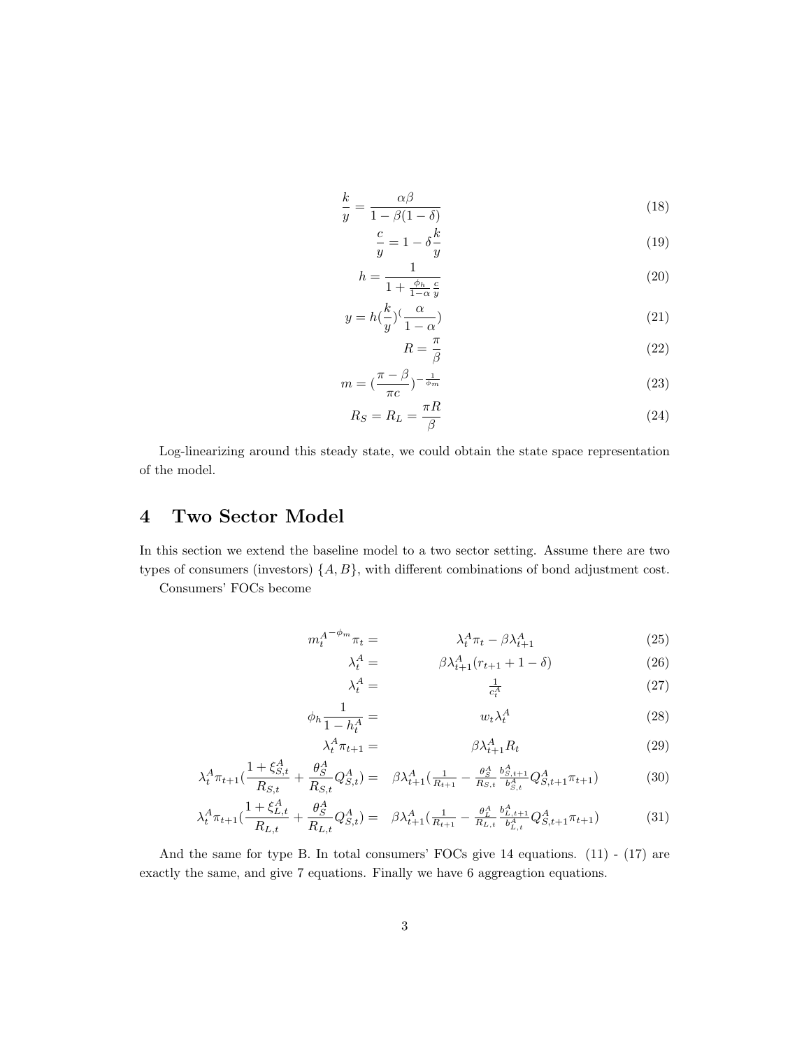$$\frac{k}{y} = \frac{\alpha\beta}{1-\beta(1-\delta)} \tag{18}$$

$$\frac{c}{y} = 1 - \delta\frac{k}{y} \tag{19}$$

$$h = \frac{1}{1+\frac{\phi_h}{1-\alpha}\frac{c}{y}} \tag{20}$$

$$y = h(\frac{k}{y})^{(}\frac{\alpha}{1-\alpha}) \tag{21}$$

$$R = \frac{\pi}{\beta} \tag{22}$$

$$m = (\frac{\pi-\beta}{\pi c})^{-\frac{1}{\phi_m}} \tag{23}$$

$$R_S = R_L = \frac{\pi R}{\beta} \tag{24}$$

Log-linearizing around this steady state, we could obtain the state space representation of the model.

# 4 Two Sector Model

In this section we extend the baseline model to a two sector setting. Assume there are two types of consumers (investors) $\{A, B\}$, with different combinations of bond adjustment cost.

Consumers' FOCs become

$$m_t^{A^{-\phi_m}}\pi_t = \lambda_t^A\pi_t - \beta\lambda_{t+1}^A \tag{25}$$

$$\lambda_t^A = \beta\lambda_{t+1}^A(r_{t+1}+1-\delta) \tag{26}$$

$$\lambda_t^A = \frac{1}{c_t^A} \tag{27}$$

$$\phi_h\frac{1}{1-h_t^A} = w_t\lambda_t^A \tag{28}$$

$$\lambda_t^A\pi_{t+1} = \beta\lambda_{t+1}^A R_t \tag{29}$$

$$\lambda_t^A\pi_{t+1}(\frac{1+\xi_{S,t}^A}{R_{S,t}} + \frac{\theta_S^A}{R_{S,t}}Q_{S,t}^A) = \beta\lambda_{t+1}^A(\frac{1}{R_{t+1}} - \frac{\theta_S^A}{R_{S,t}}\frac{b_{S,t+1}^A}{b_{S,t}^A}Q_{S,t+1}^A\pi_{t+1}) \tag{30}$$

$$\lambda_t^A\pi_{t+1}(\frac{1+\xi_{L,t}^A}{R_{L,t}} + \frac{\theta_S^A}{R_{L,t}}Q_{S,t}^A) = \beta\lambda_{t+1}^A(\frac{1}{R_{t+1}} - \frac{\theta_L^A}{R_{L,t}}\frac{b_{L,t+1}^A}{b_{L,t}^A}Q_{S,t+1}^A\pi_{t+1}) \tag{31}$$

And the same for type B. In total consumers' FOCs give 14 equations. (11) - (17) are exactly the same, and give 7 equations. Finally we have 6 aggreagtion equations.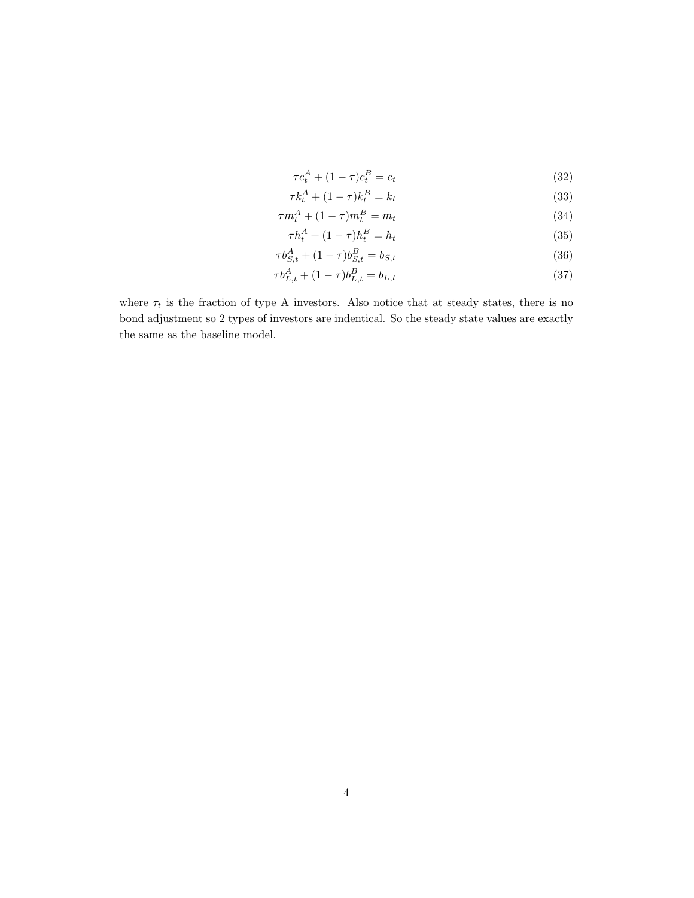$$\tau c_t^A + (1-\tau)c_t^B = c_t \tag{32}$$

$$\tau k_t^A + (1-\tau)k_t^B = k_t \tag{33}$$

$$\tau m_t^A + (1-\tau)m_t^B = m_t \tag{34}$$

$$\tau h_t^A + (1-\tau)h_t^B = h_t \tag{35}$$

$$\tau b_{S,t}^A + (1-\tau)b_{S,t}^B = b_{S,t} \tag{36}$$

$$\tau b_{L,t}^A + (1-\tau)b_{L,t}^B = b_{L,t} \tag{37}$$

where $\tau_t$ is the fraction of type A investors. Also notice that at steady states, there is no bond adjustment so 2 types of investors are indentical. So the steady state values are exactly the same as the baseline model.